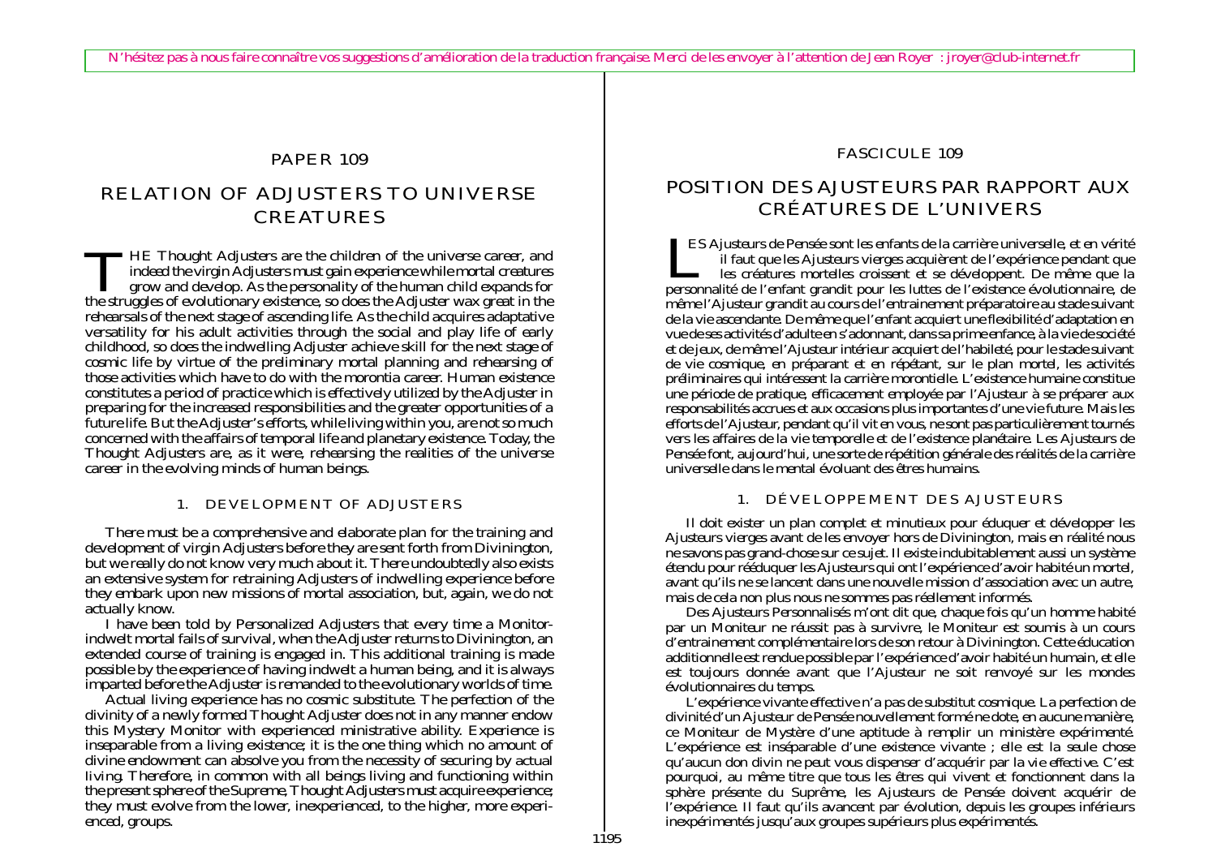N'hésitez pas à nous faire connaître vos suggestions d'amélioration de la traduction française. Merci de les envoyer à l'attention de Jean Royer : jroyer@club-internet.fr

PAPER 109

# RELATION OF ADJUSTERS TO UNIVERSE CREATURES

THE Thought Adjusters are the children of the universe career, and indeed the virgin Adjusters must gain experience while mortal creatures grow and develop. As the personality of the human child expands for the struggles of evolutionary existence, so does the Adjuster wax great in the rehearsals of the next stage of ascending life. As the child acquires adaptative versatility for his adult activities through the social and play life of early childhood, so does the indwelling Adjuster achieve skill for the next stage of cosmic life by virtue of the preliminary mortal planning and rehearsing of those activities which have to do with the morontia career. Human existence constitutes a period of practice which is effectively utilized by the Adjuster in preparing for the increased responsibilities and the greater opportunities of a future life. But the Adjuster's efforts, while living within you, are not so much concerned with the affairs of temporal life and planetary existence. Today, the Thought Adjusters are, as it were, rehearsing the realities of the universe career in the evolving minds of human beings.

## 1. DEVELOPMENT OF ADJUSTERS

There must be a comprehensive and elaborate plan for the training and development of virgin Adjusters before they are sent forth from Divinington, but we really do not know very much about it. There undoubtedly also exists an extensive system for retraining Adjusters of indwelling experience before they embark upon new missions of mortal association, but, again, we do not actually know.

I have been told by Personalized Adjusters that every time a Monitor-indwelt mortal fails of survival, when the Adjuster returns to Divinington, an extended course of training is engaged in. This additional training is made possible by the experience of having indwelt a human being, and it is always imparted before the Adjuster is remanded to the evolutionary worlds of time.

Actual living experience has no cosmic substitute. The perfection of the divinity of a newly formed Thought Adjuster does not in any manner endow this Mystery Monitor with experienced ministrative ability. Experience is inseparable from a living existence; it is the one thing which no amount of divine endowment can absolve you from the necessity of securing by actual living. Therefore, in common with all beings living and functioning within the present sphere of the Supreme, Thought Adjusters must acquire experience; they must evolve from the lower, inexperienced, to the higher, more experienced, groups.

FASCICULE 109

# POSITION DES AJUSTEURS PAR RAPPORT AUX CRÉATURES DE L'UNIVERS

LES Ajusteurs de Pensée sont les enfants de la carrière universelle, et en vérité il faut que les Ajusteurs vierges acquièrent de l'expérience pendant que les créatures mortelles croissent et se développent. De même que la personnalité de l'enfant grandit pour les luttes de l'existence évolutionnaire, de même l'Ajusteur grandit au cours de l'entrainement préparatoire au stade suivant de la vie ascendante. De même que l'enfant acquiert une flexibilité d'adaptation en vue de ses activités d'adulte en s'adonnant, dans sa prime enfance, à la vie de société et de jeux, de même l'Ajusteur intérieur acquiert de l'habileté, pour le stade suivant de vie cosmique, en préparant et en répétant, sur le plan mortel, les activités préliminaires qui intéressent la carrière morontielle. L'existence humaine constitue une période de pratique, efficacement employée par l'Ajusteur à se préparer aux responsabilités accrues et aux occasions plus importantes d'une vie future. Mais les efforts de l'Ajusteur, pendant qu'il vit en vous, ne sont pas particulièrement tournés vers les affaires de la vie temporelle et de l'existence planétaire. Les Ajusteurs de Pensée font, aujourd'hui, une sorte de répétition générale des réalités de la carrière universelle dans le mental évoluant des êtres humains.

## 1. DÉVELOPPEMENT DES AJUSTEURS

Il doit exister un plan complet et minutieux pour éduquer et développer les Ajusteurs vierges avant de les envoyer hors de Divinington, mais en réalité nous ne savons pas grand-chose sur ce sujet. Il existe indubitablement aussi un système étendu pour rééduquer les Ajusteurs qui ont l'expérience d'avoir habité un mortel, avant qu'ils ne se lancent dans une nouvelle mission d'association avec un autre, mais de cela non plus nous ne sommes pas réellement informés.

Des Ajusteurs Personnalisés m'ont dit que, chaque fois qu'un homme habité par un Moniteur ne réussit pas à survivre, le Moniteur est soumis à un cours d'entrainement complémentaire lors de son retour à Divinington. Cette éducation additionnelle est rendue possible par l'expérience d'avoir habité un humain, et elle est toujours donnée avant que l'Ajusteur ne soit renvoyé sur les mondes évolutionnaires du temps.

L'expérience vivante effective n'a pas de substitut cosmique. La perfection de divinité d'un Ajusteur de Pensée nouvellement formé ne dote, en aucune manière, ce Moniteur de Mystère d'une aptitude à remplir un ministère expérimenté. L'expérience est inséparable d'une existence vivante ; elle est la seule chose qu'aucun don divin ne peut vous dispenser d'acquérir par la vie effective. C'est pourquoi, au même titre que tous les êtres qui vivent et fonctionnent dans la sphère présente du Suprême, les Ajusteurs de Pensée doivent acquérir de l'expérience. Il faut qu'ils avancent par évolution, depuis les groupes inférieurs inexpérimentés jusqu'aux groupes supérieurs plus expérimentés.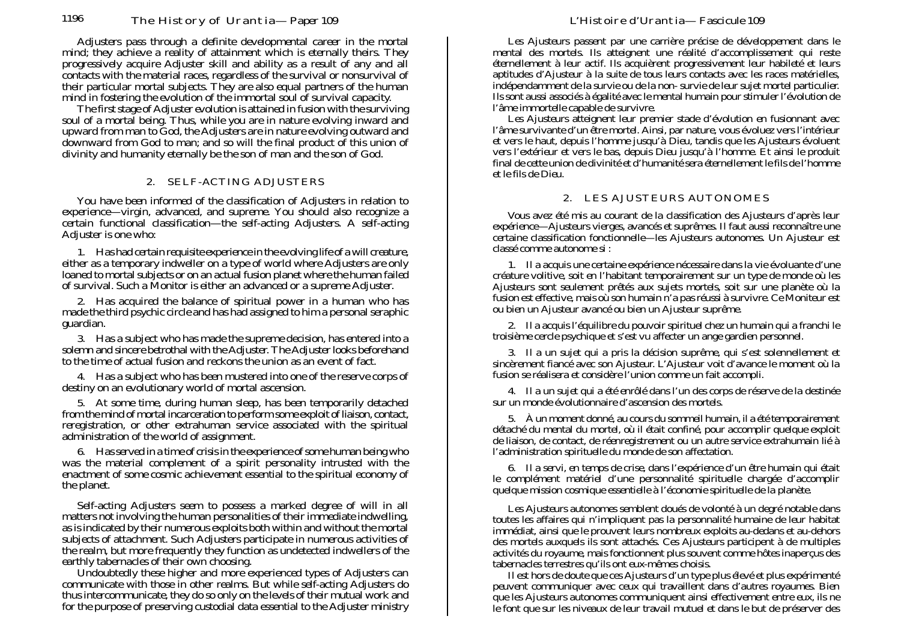Adjusters pass through a definite developmental career in the mortal mind; they achieve a reality of attainment which is eternally theirs. They progressively acquire Adjuster skill and ability as a result of any and all contacts with the material races, regardless of the survival or nonsurvival of their particular mortal subjects. They are also equal partners of the human mind in fostering the evolution of the immortal soul of survival capacity.

The first stage of Adjuster evolution is attained in fusion with the surviving soul of a mortal being. Thus, while you are in nature evolving inward and upward from man to God, the Adjusters are in nature evolving outward and downward from God to man; and so will the final product of this union of divinity and humanity eternally be the son of man and the son of God.

## 2. SELF-ACTING ADJUSTERS

You have been informed of the classification of Adjusters in relation to experience—virgin, advanced, and supreme. You should also recognize a certain functional classification—the self-acting Adjusters. A self-acting Adjuster is one who:

1. Has had certain requisite experience in the evolving life of a will creature, either as a temporary indweller on a type of world where Adjusters are only loaned to mortal subjects or on an actual fusion planet where the human failed of survival. Such a Monitor is either an advanced or a supreme Adjuster.

2. Has acquired the balance of spiritual power in a human who has made the third psychic circle and has had assigned to him a personal seraphic guardian.

3. Has a subject who has made the supreme decision, has entered into a solemn and sincere betrothal with the Adjuster. The Adjuster looks beforehand to the time of actual fusion and reckons the union as an event of fact.

4. Has a subject who has been mustered into one of the reserve corps of destiny on an evolutionary world of mortal ascension.

5. At some time, during human sleep, has been temporarily detached from the mind of mortal incarceration to perform some exploit of liaison, contact, reregistration, or other extrahuman service associated with the spiritual administration of the world of assignment.

6. Has served in a time of crisis in the experience of some human being who was the material complement of a spirit personality intrusted with the enactment of some cosmic achievement essential to the spiritual economy of the planet.

Self-acting Adjusters seem to possess a marked degree of will in all matters not involving the human personalities of their immediate indwelling, as is indicated by their numerous exploits both within and without the mortal subjects of attachment. Such Adjusters participate in numerous activities of the realm, but more frequently they function as undetected indwellers of the earthly tabernacles of their own choosing.

Undoubtedly these higher and more experienced types of Adjusters can communicate with those in other realms. But while self-acting Adjusters do thus intercommunicate, they do so only on the levels of their mutual work and for the purpose of preserving custodial data essential to the Adjuster ministry

Les Ajusteurs passent par une carrière précise de développement dans le mental des mortels. Ils atteignent une réalité d'accomplissement qui reste éternellement à leur actif. Ils acquièrent progressivement leur habileté et leurs aptitudes d'Ajusteur à la suite de tous leurs contacts avec les races matérielles, indépendamment de la survie ou de la non- survie de leur sujet mortel particulier. Ils sont aussi associés à égalité avec le mental humain pour stimuler l'évolution de l'âme immortelle capable de survivre.

Les Ajusteurs atteignent leur premier stade d'évolution en fusionnant avec l'âme survivante d'un être mortel. Ainsi, par nature, vous évoluez vers l'intérieur et vers le haut, depuis l'homme jusqu'à Dieu, tandis que les Ajusteurs évoluent vers l'extérieur et vers le bas, depuis Dieu jusqu'à l'homme. Et ainsi le produit final de cette union de divinité et d'humanité sera éternellement le fils de l'homme et le fils de Dieu.

## 2. LES AJUSTEURS AUTONOMES

Vous avez été mis au courant de la classification des Ajusteurs d'après leur expérience—Ajusteurs vierges, avancés et suprêmes. Il faut aussi reconnaître une certaine classification fonctionnelle—les Ajusteurs autonomes. Un Ajusteur est classé comme autonome si :

1. Il a acquis une certaine expérience nécessaire dans la vie évoluante d'une créature volitive, soit en l'habitant temporairement sur un type de monde où les Ajusteurs sont seulement prêtés aux sujets mortels, soit sur une planète où la fusion est effective, mais où son humain n'a pas réussi à survivre. Ce Moniteur est ou bien un Ajusteur avancé ou bien un Ajusteur suprême.

2. Il a acquis l'équilibre du pouvoir spirituel chez un humain qui a franchi le troisième cercle psychique et s'est vu affecter un ange gardien personnel.

3. Il a un sujet qui a pris la décision suprême, qui s'est solennellement et sincèrement fiancé avec son Ajusteur. L'Ajusteur voit d'avance le moment où la fusion se réalisera et considère l'union comme un fait accompli.

4. Il a un sujet qui a été enrôlé dans l'un des corps de réserve de la destinée sur un monde évolutionnaire d'ascension des mortels.

5. À un moment donné, au cours du sommeil humain, il a été temporairement détaché du mental du mortel, où il était confiné, pour accomplir quelque exploit de liaison, de contact, de réenregistrement ou un autre service extrahumain lié à l'administration spirituelle du monde de son affectation.

6. Il a servi, en temps de crise, dans l'expérience d'un être humain qui était le complément matériel d'une personnalité spirituelle chargée d'accomplir quelque mission cosmique essentielle à l'économie spirituelle de la planète.

Les Ajusteurs autonomes semblent doués de volonté à un degré notable dans toutes les affaires qui n'impliquent pas la personnalité humaine de leur habitat immédiat, ainsi que le prouvent leurs nombreux exploits au-dedans et au-dehors des mortels auxquels ils sont attachés. Ces Ajusteurs participent à de multiples activités du royaume, mais fonctionnent plus souvent comme hôtes inaperçus des tabernacles terrestres qu'ils ont eux-mêmes choisis.

Il est hors de doute que ces Ajusteurs d'un type plus élevé et plus expérimenté peuvent communiquer avec ceux qui travaillent dans d'autres royaumes. Bien que les Ajusteurs autonomes communiquent ainsi effectivement entre eux, ils ne le font que sur les niveaux de leur travail mutuel et dans le but de préserver des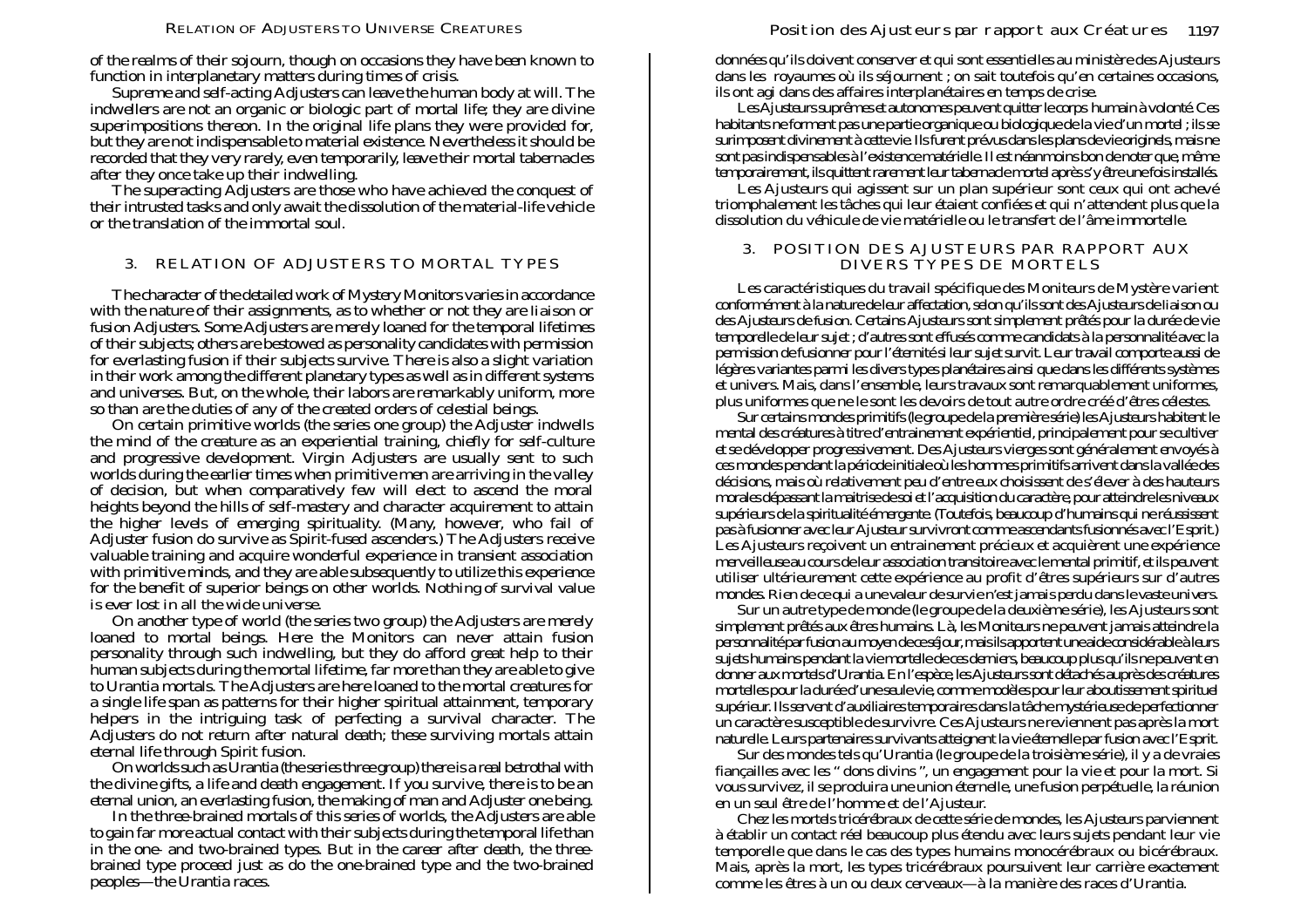of the realms of their sojourn, though on occasions they have been known to function in interplanetary matters during times of crisis.

Supreme and self-acting Adjusters can leave the human body at will. The indwellers are not an organic or biologic part of mortal life; they are divine superimpositions thereon. In the original life plans they were provided for, but they are not indispensable to material existence. Nevertheless it should be recorded that they very rarely, even temporarily, leave their mortal tabernacles after they once take up their indwelling.

The superacting Adjusters are those who have achieved the conquest of their intrusted tasks and only await the dissolution of the material-life vehicle or the translation of the immortal soul.

## 3. RELATION OF ADJUSTERS TO MORTAL TYPES

The character of the detailed work of Mystery Monitors varies in accordance with the nature of their assignments, as to whether or not they are liaison or fusion Adjusters. Some Adjusters are merely loaned for the temporal lifetimes of their subjects; others are bestowed as personality candidates with permission for everlasting fusion if their subjects survive. There is also a slight variation in their work among the different planetary types as well as in different systems and universes. But, on the whole, their labors are remarkably uniform, more so than are the duties of any of the created orders of celestial beings.

On certain primitive worlds (the series one group) the Adjuster indwells the mind of the creature as an experiential training, chiefly for self-culture and progressive development. Virgin Adjusters are usually sent to such worlds during the earlier times when primitive men are arriving in the valley of decision, but when comparatively few will elect to ascend the moral heights beyond the hills of self-mastery and character acquirement to attain the higher levels of emerging spirituality. (Many, however, who fail of Adjuster fusion do survive as Spirit-fused ascenders.) The Adjusters receive valuable training and acquire wonderful experience in transient association with primitive minds, and they are able subsequently to utilize this experience for the benefit of superior beings on other worlds. Nothing of survival value is ever lost in all the wide universe.

On another type of world (the series two group) the Adjusters are merely loaned to mortal beings. Here the Monitors can never attain fusion personality through such indwelling, but they do afford great help to their human subjects during the mortal lifetime, far more than they are able to give to Urantia mortals. The Adjusters are here loaned to the mortal creatures for a single life span as patterns for their higher spiritual attainment, temporary helpers in the intriguing task of perfecting a survival character. The Adjusters do not return after natural death; these surviving mortals attain eternal life through Spirit fusion.

On worlds such as Urantia (the series three group) there is a real betrothal with the divine gifts, a life and death engagement. If you survive, there is to be an eternal union, an everlasting fusion, the making of man and Adjuster one being.

In the three-brained mortals of this series of worlds, the Adjusters are able to gain far more actual contact with their subjects during the temporal life than in the one- and two-brained types. But in the career after death, the three-brained type proceed just as do the one-brained type and the two-brained peoples—the Urantia races.

données qu'ils doivent conserver et qui sont essentielles au ministère des Ajusteurs dans les royaumes où ils séjournent ; on sait toutefois qu'en certaines occasions, ils ont agi dans des affaires interplanétaires en temps de crise.

Les Ajusteurs suprêmes et autonomes peuvent quitter le corps humain à volonté. Ces habitants ne forment pas une partie organique ou biologique de la vie d'un mortel ; ils se surimposent divinement à cette vie. Ils furent prévus dans les plans de vie originels, mais ne sont pas indispensables à l'existence matérielle. Il est néanmoins bon de noter que, même temporairement, ils quittent rarement leur tabernacle mortel après s'y être une fois installés.

Les Ajusteurs qui agissent sur un plan supérieur sont ceux qui ont achevé triomphalement les tâches qui leur étaient confiées et qui n'attendent plus que la dissolution du véhicule de vie matérielle ou le transfert de l'âme immortelle.

## 3. POSITION DES AJUSTEURS PAR RAPPORT AUX DIVERS TYPES DE MORTELS

Les caractéristiques du travail spécifique des Moniteurs de Mystère varient conformément à la nature de leur affectation, selon qu'ils sont des Ajusteurs de liaison ou des Ajusteurs de fusion. Certains Ajusteurs sont simplement prêtés pour la durée de vie temporelle de leur sujet ; d'autres sont effusés comme candidats à la personnalité avec la permission de fusionner pour l'éternité si leur sujet survit. Leur travail comporte aussi de légères variantes parmi les divers types planétaires ainsi que dans les différents systèmes et univers. Mais, dans l'ensemble, leurs travaux sont remarquablement uniformes, plus uniformes que ne le sont les devoirs de tout autre ordre créé d'êtres célestes.

Sur certains mondes primitifs (le groupe de la première série) les Ajusteurs habitent le mental des créatures à titre d'entrainement expérientiel, principalement pour se cultiver et se développer progressivement. Des Ajusteurs vierges sont généralement envoyés à ces mondes pendant la période initiale où les hommes primitifs arrivent dans la vallée des décisions, mais où relativement peu d'entre eux choisissent de s'élever à des hauteurs morales dépassant la maitrise de soi et l'acquisition du caractère, pour atteindre les niveaux supérieurs de la spiritualité émergente. (Toutefois, beaucoup d'humains qui ne réussissent pas à fusionner avec leur Ajusteur survivront comme ascendants fusionnés avec l'Esprit.) Les Ajusteurs reçoivent un entrainement précieux et acquièrent une expérience merveilleuse au cours de leur association transitoire avec le mental primitif, et ils peuvent utiliser ultérieurement cette expérience au profit d'êtres supérieurs sur d'autres mondes. Rien de ce qui a une valeur de survie n'est jamais perdu dans le vaste univers.

Sur un autre type de monde (le groupe de la deuxième série), les Ajusteurs sont simplement prêtés aux êtres humains. Là, les Moniteurs ne peuvent jamais atteindre la personnalité par fusion au moyen de ce séjour, mais ils apportent une aide considérable à leurs sujets humains pendant la vie mortelle de ces derniers, beaucoup plus qu'ils ne peuvent en donner aux mortels d'Urantia. En l'espèce, les Ajusteurs sont détachés auprès des créatures mortelles pour la durée d'une seule vie, comme modèles pour leur aboutissement spirituel supérieur. Ils servent d'auxiliaires temporaires dans la tâche mystérieuse de perfectionner un caractère susceptible de survivre. Ces Ajusteurs ne reviennent pas après la mort naturelle. Leurs partenaires survivants atteignent la vie éternelle par fusion avec l'Esprit.

Sur des mondes tels qu'Urantia (le groupe de la troisième série), il y a de vraies fiançailles avec les " dons divins ", un engagement pour la vie et pour la mort. Si vous survivez, il se produira une union éternelle, une fusion perpétuelle, la réunion en un seul être de l'homme et de l'Ajusteur.

Chez les mortels tricérébraux de cette série de mondes, les Ajusteurs parviennent à établir un contact réel beaucoup plus étendu avec leurs sujets pendant leur vie temporelle que dans le cas des types humains monocérébraux ou bicérébraux. Mais, après la mort, les types tricérébraux poursuivent leur carrière exactement comme les êtres à un ou deux cerveaux—à la manière des races d'Urantia.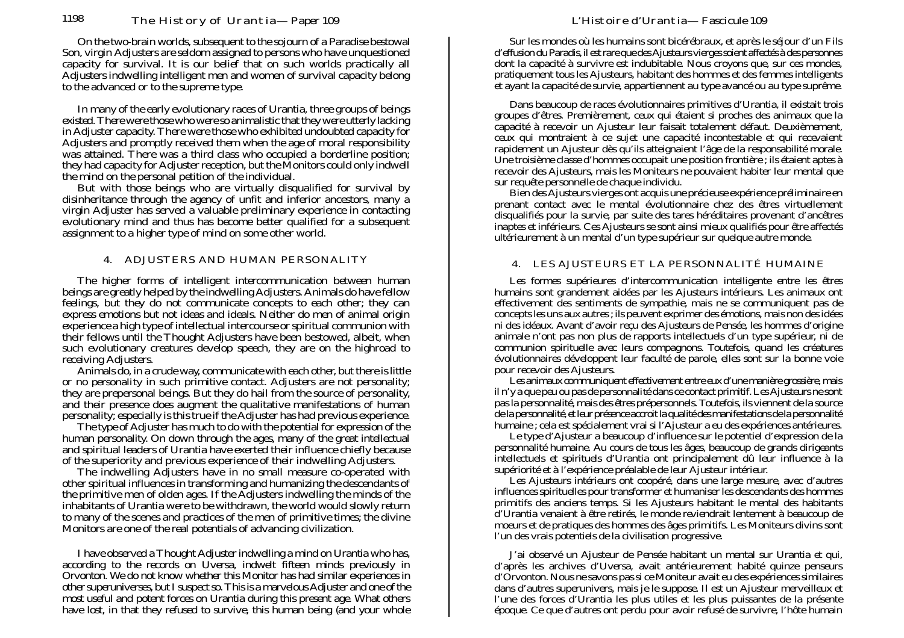On the two-brain worlds, subsequent to the sojourn of a Paradise bestowal Son, virgin Adjusters are seldom assigned to persons who have unquestioned capacity for survival. It is our belief that on such worlds practically all Adjusters indwelling intelligent men and women of survival capacity belong to the advanced or to the supreme type.

In many of the early evolutionary races of Urantia, three groups of beings existed. There were those who were so animalistic that they were utterly lacking in Adjuster capacity. There were those who exhibited undoubted capacity for Adjusters and promptly received them when the age of moral responsibility was attained. There was a third class who occupied a borderline position; they had capacity for Adjuster reception, but the Monitors could only indwell the mind on the personal petition of the individual.

But with those beings who are virtually disqualified for survival by disinheritance through the agency of unfit and inferior ancestors, many a virgin Adjuster has served a valuable preliminary experience in contacting evolutionary mind and thus has become better qualified for a subsequent assignment to a higher type of mind on some other world.

## 4. ADJUSTERS AND HUMAN PERSONALITY

The higher forms of intelligent intercommunication between human beings are greatly helped by the indwelling Adjusters. Animals do have fellow feelings, but they do not communicate concepts to each other; they can express emotions but not ideas and ideals. Neither do men of animal origin experience a high type of intellectual intercourse or spiritual communion with their fellows until the Thought Adjusters have been bestowed, albeit, when such evolutionary creatures develop speech, they are on the highroad to receiving Adjusters.

Animals do, in a crude way, communicate with each other, but there is little or no personality in such primitive contact. Adjusters are not personality; they are prepersonal beings. But they do hail from the source of personality, and their presence does augment the qualitative manifestations of human personality; especially is this true if the Adjuster has had previous experience.

The type of Adjuster has much to do with the potential for expression of the human personality. On down through the ages, many of the great intellectual and spiritual leaders of Urantia have exerted their influence chiefly because of the superiority and previous experience of their indwelling Adjusters.

The indwelling Adjusters have in no small measure co-operated with other spiritual influences in transforming and humanizing the descendants of the primitive men of olden ages. If the Adjusters indwelling the minds of the inhabitants of Urantia were to be withdrawn, the world would slowly return to many of the scenes and practices of the men of primitive times; the divine Monitors are one of the real potentials of advancing civilization.

I have observed a Thought Adjuster indwelling a mind on Urantia who has, according to the records on Uversa, indwelt fifteen minds previously in Orvonton. We do not know whether this Monitor has had similar experiences in other superuniverses, but I suspect so. This is a marvelous Adjuster and one of the most useful and potent forces on Urantia during this present age. What others have lost, in that they refused to survive, this human being (and your whole

Sur les mondes où les humains sont bicérébraux, et après le séjour d'un Fils d'effusion du Paradis, il est rare que des Ajusteurs vierges soient affectés à des personnes dont la capacité à survivre est indubitable. Nous croyons que, sur ces mondes, pratiquement tous les Ajusteurs, habitant des hommes et des femmes intelligents et ayant la capacité de survie, appartiennent au type avancé ou au type suprême.

Dans beaucoup de races évolutionnaires primitives d'Urantia, il existait trois groupes d'êtres. Premièrement, ceux qui étaient si proches des animaux que la capacité à recevoir un Ajusteur leur faisait totalement défaut. Deuxièmement, ceux qui montraient à ce sujet une capacité incontestable et qui recevaient rapidement un Ajusteur dès qu'ils atteignaient l'âge de la responsabilité morale. Une troisième classe d'hommes occupait une position frontière ; ils étaient aptes à recevoir des Ajusteurs, mais les Moniteurs ne pouvaient habiter leur mental que sur requête personnelle de chaque individu.

Bien des Ajusteurs vierges ont acquis une précieuse expérience préliminaire en prenant contact avec le mental évolutionnaire chez des êtres virtuellement disqualifiés pour la survie, par suite des tares héréditaires provenant d'ancêtres inaptes et inférieurs. Ces Ajusteurs se sont ainsi mieux qualifiés pour être affectés ultérieurement à un mental d'un type supérieur sur quelque autre monde.

## 4. LES AJUSTEURS ET LA PERSONNALITÉ HUMAINE

Les formes supérieures d'intercommunication intelligente entre les êtres humains sont grandement aidées par les Ajusteurs intérieurs. Les animaux ont effectivement des sentiments de sympathie, mais ne se communiquent pas de concepts les uns aux autres ; ils peuvent exprimer des émotions, mais non des idées ni des idéaux. Avant d'avoir reçu des Ajusteurs de Pensée, les hommes d'origine animale n'ont pas non plus de rapports intellectuels d'un type supérieur, ni de communion spirituelle avec leurs compagnons. Toutefois, quand les créatures évolutionnaires développent leur faculté de parole, elles sont sur la bonne voie pour recevoir des Ajusteurs.

Les animaux communiquent effectivement entre eux d'une manière grossière, mais il n'y a que peu ou pas de personnalité dans ce contact primitif. Les Ajusteurs ne sont pas la personnalité, mais des êtres prépersonnels. Toutefois, ils viennent de la source de la personnalité, et leur présence accroit la qualité des manifestations de la personnalité humaine ; cela est spécialement vrai si l'Ajusteur a eu des expériences antérieures.

Le type d'Ajusteur a beaucoup d'influence sur le potentiel d'expression de la personnalité humaine. Au cours de tous les âges, beaucoup de grands dirigeants intellectuels et spirituels d'Urantia ont principalement dû leur influence à la supériorité et à l'expérience préalable de leur Ajusteur intérieur.

Les Ajusteurs intérieurs ont coopéré, dans une large mesure, avec d'autres influences spirituelles pour transformer et humaniser les descendants des hommes primitifs des anciens temps. Si les Ajusteurs habitant le mental des habitants d'Urantia venaient à être retirés, le monde reviendrait lentement à beaucoup de moeurs et de pratiques des hommes des âges primitifs. Les Moniteurs divins sont l'un des vrais potentiels de la civilisation progressive.

J'ai observé un Ajusteur de Pensée habitant un mental sur Urantia et qui, d'après les archives d'Uversa, avait antérieurement habité quinze penseurs d'Orvonton. Nous ne savons pas si ce Moniteur avait eu des expériences similaires dans d'autres superunivers, mais je le suppose. Il est un Ajusteur merveilleux et l'une des forces d'Urantia les plus utiles et les plus puissantes de la présente époque. Ce que d'autres ont perdu pour avoir refusé de survivre, l'hôte humain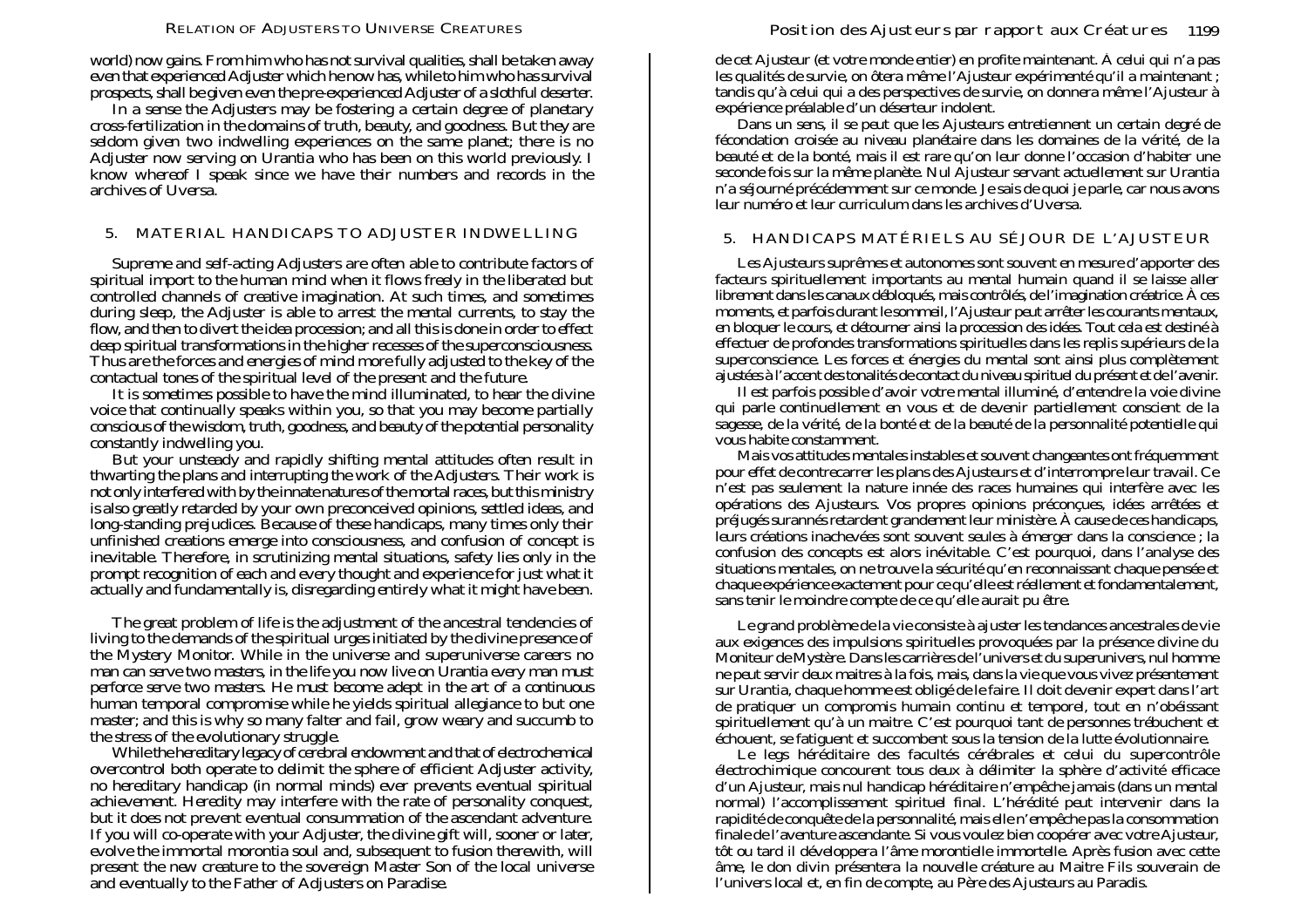world) now gains. From him who has not survival qualities, shall be taken away even that experienced Adjuster which he now has, while to him who has survival prospects, shall be given even the pre-experienced Adjuster of a slothful deserter.

In a sense the Adjusters may be fostering a certain degree of planetary cross-fertilization in the domains of truth, beauty, and goodness. But they are seldom given two indwelling experiences on the same planet; there is no Adjuster now serving on Urantia who has been on this world previously. I know whereof I speak since we have their numbers and records in the archives of Uversa.

## 5. MATERIAL HANDICAPS TO ADJUSTER INDWELLING

Supreme and self-acting Adjusters are often able to contribute factors of spiritual import to the human mind when it flows freely in the liberated but controlled channels of creative imagination. At such times, and sometimes during sleep, the Adjuster is able to arrest the mental currents, to stay the flow, and then to divert the idea procession; and all this is done in order to effect deep spiritual transformations in the higher recesses of the superconsciousness. Thus are the forces and energies of mind more fully adjusted to the key of the contactual tones of the spiritual level of the present and the future.

It is sometimes possible to have the mind illuminated, to hear the divine voice that continually speaks within you, so that you may become partially conscious of the wisdom, truth, goodness, and beauty of the potential personality constantly indwelling you.

But your unsteady and rapidly shifting mental attitudes often result in thwarting the plans and interrupting the work of the Adjusters. Their work is not only interfered with by the innate natures of the mortal races, but this ministry is also greatly retarded by your own preconceived opinions, settled ideas, and long-standing prejudices. Because of these handicaps, many times only their unfinished creations emerge into consciousness, and confusion of concept is inevitable. Therefore, in scrutinizing mental situations, safety lies only in the prompt recognition of each and every thought and experience for just what it actually and fundamentally is, disregarding entirely what it might have been.

The great problem of life is the adjustment of the ancestral tendencies of living to the demands of the spiritual urges initiated by the divine presence of the Mystery Monitor. While in the universe and superuniverse careers no man can serve two masters, in the life you now live on Urantia every man must perforce serve two masters. He must become adept in the art of a continuous human temporal compromise while he yields spiritual allegiance to but one master; and this is why so many falter and fail, grow weary and succumb to the stress of the evolutionary struggle.

While the hereditary legacy of cerebral endowment and that of electrochemical overcontrol both operate to delimit the sphere of efficient Adjuster activity, no hereditary handicap (in normal minds) ever prevents eventual spiritual achievement. Heredity may interfere with the rate of personality conquest, but it does not prevent eventual consummation of the ascendant adventure. If you will co-operate with your Adjuster, the divine gift will, sooner or later, evolve the immortal morontia soul and, subsequent to fusion therewith, will present the new creature to the sovereign Master Son of the local universe and eventually to the Father of Adjusters on Paradise.

de cet Ajusteur (et votre monde entier) en profite maintenant. À celui qui n'a pas les qualités de survie, on ôtera même l'Ajusteur expérimenté qu'il a maintenant ; tandis qu'à celui qui a des perspectives de survie, on donnera même l'Ajusteur à expérience préalable d'un déserteur indolent.

Dans un sens, il se peut que les Ajusteurs entretiennent un certain degré de fécondation croisée au niveau planétaire dans les domaines de la vérité, de la beauté et de la bonté, mais il est rare qu'on leur donne l'occasion d'habiter une seconde fois sur la même planète. Nul Ajusteur servant actuellement sur Urantia n'a séjourné précédemment sur ce monde. Je sais de quoi je parle, car nous avons leur numéro et leur curriculum dans les archives d'Uversa.

## 5. HANDICAPS MATÉRIELS AU SÉJOUR DE L'AJUSTEUR

Les Ajusteurs suprêmes et autonomes sont souvent en mesure d'apporter des facteurs spirituellement importants au mental humain quand il se laisse aller librement dans les canaux débloqués, mais contrôlés, de l'imagination créatrice. À ces moments, et parfois durant le sommeil, l'Ajusteur peut arrêter les courants mentaux, en bloquer le cours, et détourner ainsi la procession des idées. Tout cela est destiné à effectuer de profondes transformations spirituelles dans les replis supérieurs de la superconscience. Les forces et énergies du mental sont ainsi plus complètement ajustées à l'accent des tonalités de contact du niveau spirituel du présent et de l'avenir.

Il est parfois possible d'avoir votre mental illuminé, d'entendre la voie divine qui parle continuellement en vous et de devenir partiellement conscient de la sagesse, de la vérité, de la bonté et de la beauté de la personnalité potentielle qui vous habite constamment.

Mais vos attitudes mentales instables et souvent changeantes ont fréquemment pour effet de contrecarrer les plans des Ajusteurs et d'interrompre leur travail. Ce n'est pas seulement la nature innée des races humaines qui interfère avec les opérations des Ajusteurs. Vos propres opinions préconçues, idées arrêtées et préjugés surannés retardent grandement leur ministère. À cause de ces handicaps, leurs créations inachevées sont souvent seules à émerger dans la conscience ; la confusion des concepts est alors inévitable. C'est pourquoi, dans l'analyse des situations mentales, on ne trouve la sécurité qu'en reconnaissant chaque pensée et chaque expérience exactement pour ce qu'elle est réellement et fondamentalement, sans tenir le moindre compte de ce qu'elle aurait pu être.

Le grand problème de la vie consiste à ajuster les tendances ancestrales de vie aux exigences des impulsions spirituelles provoquées par la présence divine du Moniteur de Mystère. Dans les carrières de l'univers et du superunivers, nul homme ne peut servir deux maitres à la fois, mais, dans la vie que vous vivez présentement sur Urantia, chaque homme est obligé de le faire. Il doit devenir expert dans l'art de pratiquer un compromis humain continu et temporel, tout en n'obéissant spirituellement qu'à un maitre. C'est pourquoi tant de personnes trébuchent et échouent, se fatiguent et succombent sous la tension de la lutte évolutionnaire.

Le legs héréditaire des facultés cérébrales et celui du supercontrôle électrochimique concourent tous deux à délimiter la sphère d'activité efficace d'un Ajusteur, mais nul handicap héréditaire n'empêche jamais (dans un mental normal) l'accomplissement spirituel final. L'hérédité peut intervenir dans la rapidité de conquête de la personnalité, mais elle n'empêche pas la consommation finale de l'aventure ascendante. Si vous voulez bien coopérer avec votre Ajusteur, tôt ou tard il développera l'âme morontielle immortelle. Après fusion avec cette âme, le don divin présentera la nouvelle créature au Maitre Fils souverain de l'univers local et, en fin de compte, au Père des Ajusteurs au Paradis.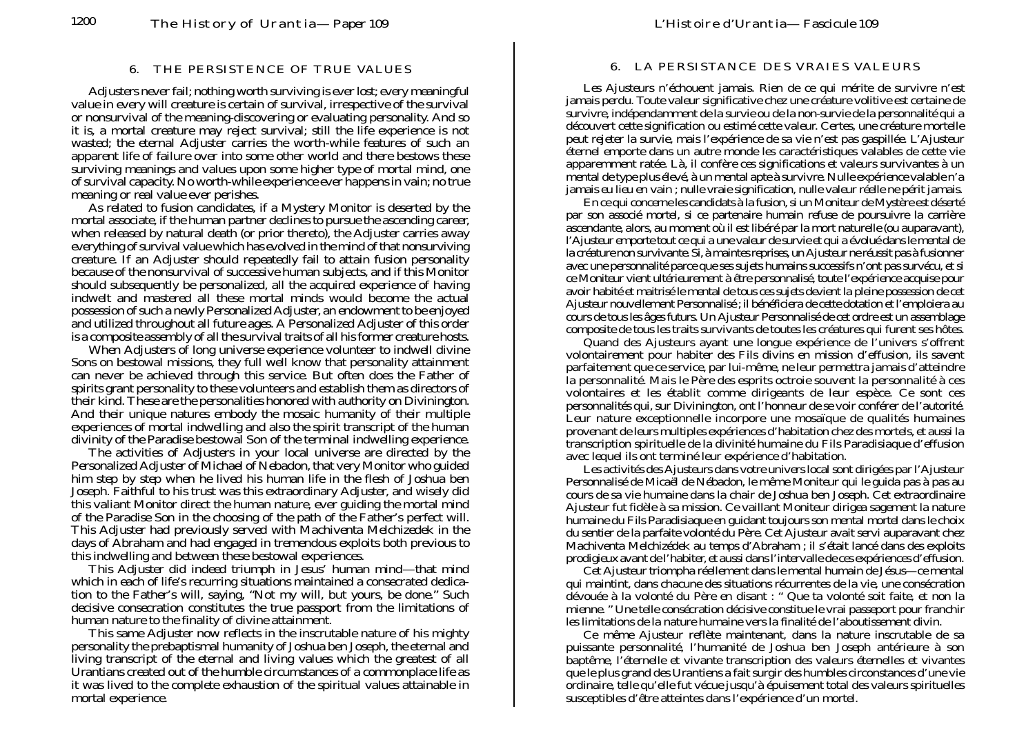## 6. THE PERSISTENCE OF TRUE VALUES

Adjusters never fail; nothing worth surviving is ever lost; every meaningful value in every will creature is certain of survival, irrespective of the survival or nonsurvival of the meaning-discovering or evaluating personality. And so it is, a mortal creature may reject survival; still the life experience is not wasted; the eternal Adjuster carries the worth-while features of such an apparent life of failure over into some other world and there bestows these surviving meanings and values upon some higher type of mortal mind, one of survival capacity. No worth-while experience ever happens in vain; no true meaning or real value ever perishes.

As related to fusion candidates, if a Mystery Monitor is deserted by the mortal associate, if the human partner declines to pursue the ascending career, when released by natural death (or prior thereto), the Adjuster carries away everything of survival value which has evolved in the mind of that nonsurviving creature. If an Adjuster should repeatedly fail to attain fusion personality because of the nonsurvival of successive human subjects, and if this Monitor should subsequently be personalized, all the acquired experience of having indwelt and mastered all these mortal minds would become the actual possession of such a newly Personalized Adjuster, an endowment to be enjoyed and utilized throughout all future ages. A Personalized Adjuster of this order is a composite assembly of all the survival traits of all his former creature hosts.

When Adjusters of long universe experience volunteer to indwell divine Sons on bestowal missions, they full well know that personality attainment can never be achieved through this service. But often does the Father of spirits grant personality to these volunteers and establish them as directors of their kind. These are the personalities honored with authority on Divinington. And their unique natures embody the mosaic humanity of their multiple experiences of mortal indwelling and also the spirit transcript of the human divinity of the Paradise bestowal Son of the terminal indwelling experience.

The activities of Adjusters in your local universe are directed by the Personalized Adjuster of Michael of Nebadon, that very Monitor who guided him step by step when he lived his human life in the flesh of Joshua ben Joseph. Faithful to his trust was this extraordinary Adjuster, and wisely did this valiant Monitor direct the human nature, ever guiding the mortal mind of the Paradise Son in the choosing of the path of the Father's perfect will. This Adjuster had previously served with Machiventa Melchizedek in the days of Abraham and had engaged in tremendous exploits both previous to this indwelling and between these bestowal experiences.

This Adjuster did indeed triumph in Jesus' human mind—that mind which in each of life's recurring situations maintained a consecrated dedication to the Father's will, saying, "Not my will, but yours, be done." Such decisive consecration constitutes the true passport from the limitations of human nature to the finality of divine attainment.

This same Adjuster now reflects in the inscrutable nature of his mighty personality the prebaptismal humanity of Joshua ben Joseph, the eternal and living transcript of the eternal and living values which the greatest of all Urantians created out of the humble circumstances of a commonplace life as it was lived to the complete exhaustion of the spiritual values attainable in mortal experience.

## 6. LA PERSISTANCE DES VRAIES VALEURS

Les Ajusteurs n'échouent jamais. Rien de ce qui mérite de survivre n'est jamais perdu. Toute valeur significative chez une créature volitive est certaine de survivre, indépendamment de la survie ou de la non-survie de la personnalité qui a découvert cette signification ou estimé cette valeur. Certes, une créature mortelle peut rejeter la survie, mais l'expérience de sa vie n'est pas gaspillée. L'Ajusteur éternel emporte dans un autre monde les caractéristiques valables de cette vie apparemment ratée. Là, il confère ces significations et valeurs survivantes à un mental de type plus élevé, à un mental apte à survivre. Nulle expérience valable n'a jamais eu lieu en vain ; nulle vraie signification, nulle valeur réelle ne périt jamais.

En ce qui concerne les candidats à la fusion, si un Moniteur de Mystère est déserté par son associé mortel, si ce partenaire humain refuse de poursuivre la carrière ascendante, alors, au moment où il est libéré par la mort naturelle (ou auparavant), l'Ajusteur emporte tout ce qui a une valeur de survie et qui a évolué dans le mental de la créature non survivante. Si, à maintes reprises, un Ajusteur ne réussit pas à fusionner avec une personnalité parce que ses sujets humains successifs n'ont pas survécu, et si ce Moniteur vient ultérieurement à être personnalisé, toute l'expérience acquise pour avoir habité et maitrisé le mental de tous ces sujets devient la pleine possession de cet Ajusteur nouvellement Personnalisé ; il bénéficiera de cette dotation et l'emploiera au cours de tous les âges futurs. Un Ajusteur Personnalisé de cet ordre est un assemblage composite de tous les traits survivants de toutes les créatures qui furent ses hôtes.

Quand des Ajusteurs ayant une longue expérience de l'univers s'offrent volontairement pour habiter des Fils divins en mission d'effusion, ils savent parfaitement que ce service, par lui-même, ne leur permettra jamais d'atteindre la personnalité. Mais le Père des esprits octroie souvent la personnalité à ces volontaires et les établit comme dirigeants de leur espèce. Ce sont ces personnalités qui, sur Divinington, ont l'honneur de se voir conférer de l'autorité. Leur nature exceptionnelle incorpore une mosaïque de qualités humaines provenant de leurs multiples expériences d'habitation chez des mortels, et aussi la transcription spirituelle de la divinité humaine du Fils Paradisiaque d'effusion avec lequel ils ont terminé leur expérience d'habitation.

Les activités des Ajusteurs dans votre univers local sont dirigées par l'Ajusteur Personnalisé de Micaël de Nébadon, le même Moniteur qui le guida pas à pas au cours de sa vie humaine dans la chair de Joshua ben Joseph. Cet extraordinaire Ajusteur fut fidèle à sa mission. Ce vaillant Moniteur dirigea sagement la nature humaine du Fils Paradisiaque en guidant toujours son mental mortel dans le choix du sentier de la parfaite volonté du Père. Cet Ajusteur avait servi auparavant chez Machiventa Melchizédek au temps d'Abraham ; il s'était lancé dans des exploits prodigieux avant de l'habiter, et aussi dans l'intervalle de ces expériences d'effusion.

Cet Ajusteur triompha réellement dans le mental humain de Jésus — ce mental qui maintint, dans chacune des situations récurrentes de la vie, une consécration dévouée à la volonté du Père en disant : « Que ta volonté soit faite, et non la mienne. » Une telle consécration décisive constitue le vrai passeport pour franchir les limitations de la nature humaine vers la finalité de l'aboutissement divin.

Ce même Ajusteur reflète maintenant, dans la nature inscrutable de sa puissante personnalité, l'humanité de Joshua ben Joseph antérieure à son baptême, l'éternelle et vivante transcription des valeurs éternelles et vivantes que le plus grand des Urantiens a fait surgir des humbles circonstances d'une vie ordinaire, telle qu'elle fut vécue jusqu'à épuisement total des valeurs spirituelles susceptibles d'être atteintes dans l'expérience d'un mortel.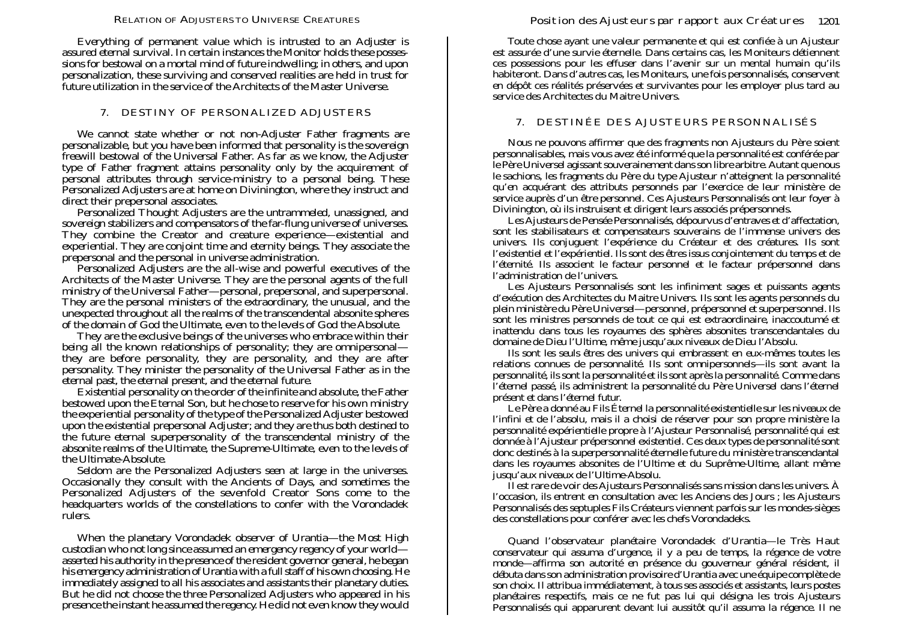Everything of permanent value which is intrusted to an Adjuster is assured eternal survival. In certain instances the Monitor holds these possessions for bestowal on a mortal mind of future indwelling; in others, and upon personalization, these surviving and conserved realities are held in trust for future utilization in the service of the Architects of the Master Universe.

## 7. DESTINY OF PERSONALIZED ADJUSTERS

We cannot state whether or not non-Adjuster Father fragments are personalizable, but you have been informed that personality is the sovereign freewill bestowal of the Universal Father. As far as we know, the Adjuster type of Father fragment attains personality only by the acquirement of personal attributes through service-ministry to a personal being. These Personalized Adjusters are at home on Divinington, where they instruct and direct their prepersonal associates.

Personalized Thought Adjusters are the untrammeled, unassigned, and sovereign stabilizers and compensators of the far-flung universe of universes. They combine the Creator and creature experience—existential and experiential. They are conjoint time and eternity beings. They associate the prepersonal and the personal in universe administration.

Personalized Adjusters are the all-wise and powerful executives of the Architects of the Master Universe. They are the personal agents of the full ministry of the Universal Father—personal, prepersonal, and superpersonal. They are the personal ministers of the extraordinary, the unusual, and the unexpected throughout all the realms of the transcendental absonite spheres of the domain of God the Ultimate, even to the levels of God the Absolute.

They are the exclusive beings of the universes who embrace within their being all the known relationships of personality; they are omnipersonal—they are before personality, they are personality, and they are after personality. They minister the personality of the Universal Father as in the eternal past, the eternal present, and the eternal future.

Existential personality on the order of the infinite and absolute, the Father bestowed upon the Eternal Son, but he chose to reserve for his own ministry the experiential personality of the type of the Personalized Adjuster bestowed upon the existential prepersonal Adjuster; and they are thus both destined to the future eternal superpersonality of the transcendental ministry of the absonite realms of the Ultimate, the Supreme-Ultimate, even to the levels of the Ultimate-Absolute.

Seldom are the Personalized Adjusters seen at large in the universes. Occasionally they consult with the Ancients of Days, and sometimes the Personalized Adjusters of the sevenfold Creator Sons come to the headquarters worlds of the constellations to confer with the Vorondadek rulers.

When the planetary Vorondadek observer of Urantia—the Most High custodian who not long since assumed an emergency regency of your world—asserted his authority in the presence of the resident governor general, he began his emergency administration of Urantia with a full staff of his own choosing. He immediately assigned to all his associates and assistants their planetary duties. But he did not choose the three Personalized Adjusters who appeared in his presence the instant he assumed the regency. He did not even know they would

Toute chose ayant une valeur permanente et qui est confiée à un Ajusteur est assurée d'une survie éternelle. Dans certains cas, les Moniteurs détiennent ces possessions pour les effuser dans l'avenir sur un mental humain qu'ils habiteront. Dans d'autres cas, les Moniteurs, une fois personnalisés, conservent en dépôt ces réalités préservées et survivantes pour les employer plus tard au service des Architectes du Maitre Univers.

## 7. DESTINÉE DES AJUSTEURS PERSONNALISÉS

Nous ne pouvons affirmer que des fragments non Ajusteurs du Père soient personnalisables, mais vous avez été informé que la personnalité est conférée par le Père Universel agissant souverainement dans son libre arbitre. Autant que nous le sachions, les fragments du Père du type Ajusteur n'atteignent la personnalité qu'en acquérant des attributs personnels par l'exercice de leur ministère de service auprès d'un être personnel. Ces Ajusteurs Personnalisés ont leur foyer à Divinington, où ils instruisent et dirigent leurs associés prépersonnels.

Les Ajusteurs de Pensée Personnalisés, dépourvus d'entraves et d'affectation, sont les stabilisateurs et compensateurs souverains de l'immense univers des univers. Ils conjuguent l'expérience du Créateur et des créatures. Ils sont l'existentiel et l'expérientiel. Ils sont des êtres issus conjointement du temps et de l'éternité. Ils associent le facteur personnel et le facteur prépersonnel dans l'administration de l'univers.

Les Ajusteurs Personnalisés sont les infiniment sages et puissants agents d'exécution des Architectes du Maitre Univers. Ils sont les agents personnels du plein ministère du Père Universel—personnel, prépersonnel et superpersonnel. Ils sont les ministres personnels de tout ce qui est extraordinaire, inaccoutumé et inattendu dans tous les royaumes des sphères absonites transcendantales du domaine de Dieu l'Ultime, même jusqu'aux niveaux de Dieu l'Absolu.

Ils sont les seuls êtres des univers qui embrassent en eux-mêmes toutes les relations connues de personnalité. Ils sont omnipersonnels—ils sont avant la personnalité, ils sont la personnalité et ils sont après la personnalité. Comme dans l'éternel passé, ils administrent la personnalité du Père Universel dans l'éternel présent et dans l'éternel futur.

Le Père a donné au Fils Éternel la personnalité existentielle sur les niveaux de l'infini et de l'absolu, mais il a choisi de réserver pour son propre ministère la personnalité expérientielle propre à l'Ajusteur Personnalisé, personnalité qui est donnée à l'Ajusteur prépersonnel existentiel. Ces deux types de personnalité sont donc destinés à la superpersonnalité éternelle future du ministère transcendantal dans les royaumes absonites de l'Ultime et du Suprême-Ultime, allant même jusqu'aux niveaux de l'Ultime-Absolu.

Il est rare de voir des Ajusteurs Personnalisés sans mission dans les univers. À l'occasion, ils entrent en consultation avec les Anciens des Jours ; les Ajusteurs Personnalisés des septuples Fils Créateurs viennent parfois sur les mondes-sièges des constellations pour conférer avec les chefs Vorondadeks.

Quand l'observateur planétaire Vorondadek d'Urantia—le Très Haut conservateur qui assuma d'urgence, il y a peu de temps, la régence de votre monde—affirma son autorité en présence du gouverneur général résident, il débuta dans son administration provisoire d'Urantia avec une équipe complète de son choix. Il attribua immédiatement, à tous ses associés et assistants, leurs postes planétaires respectifs, mais ce ne fut pas lui qui désigna les trois Ajusteurs Personnalisés qui apparurent devant lui aussitôt qu'il assuma la régence. Il ne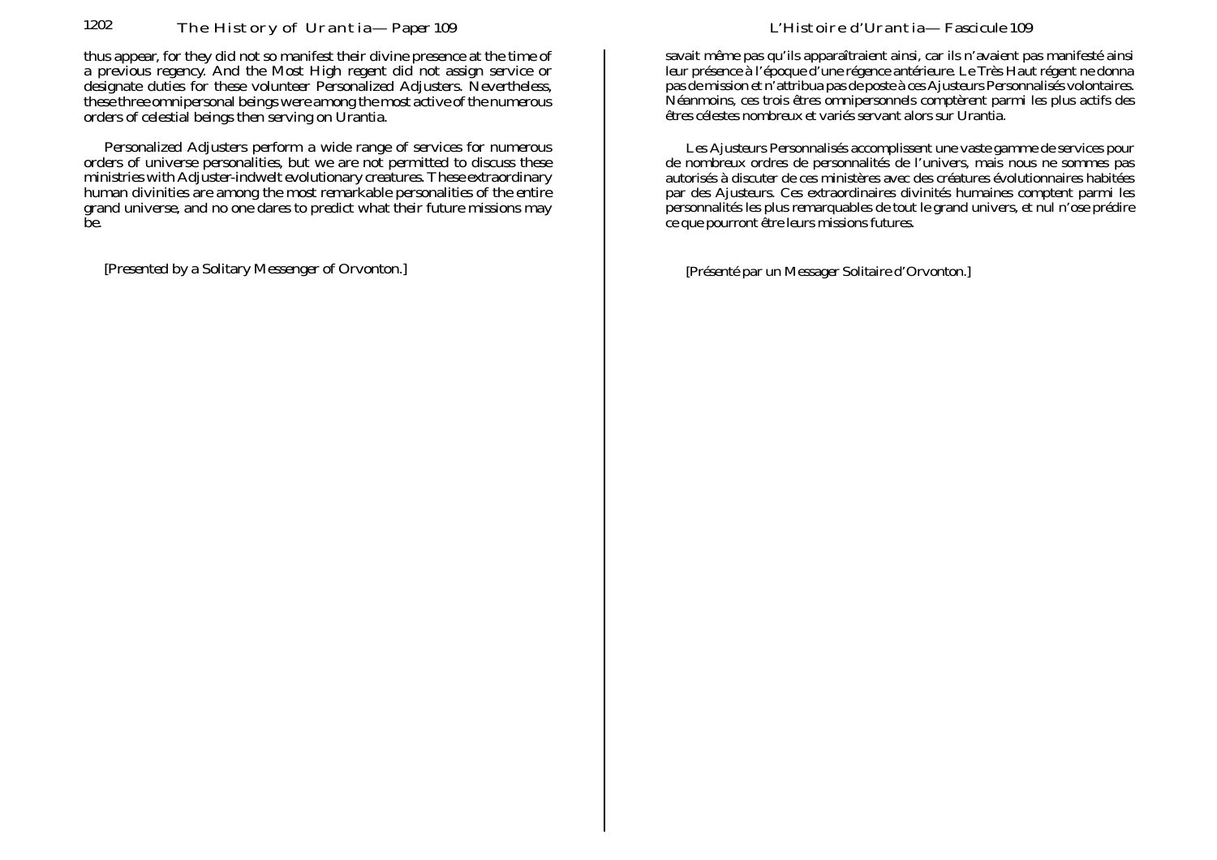thus appear, for they did not so manifest their divine presence at the time of a previous regency. And the Most High regent did not assign service or designate duties for these volunteer Personalized Adjusters. Nevertheless, these three omnipersonal beings were among the most active of the numerous orders of celestial beings then serving on Urantia.

Personalized Adjusters perform a wide range of services for numerous orders of universe personalities, but we are not permitted to discuss these ministries with Adjuster-indwelt evolutionary creatures. These extraordinary human divinities are among the most remarkable personalities of the entire grand universe, and no one dares to predict what their future missions may be.

[Presented by a Solitary Messenger of Orvonton.]

savait même pas qu'ils apparaîtraient ainsi, car ils n'avaient pas manifesté ainsi leur présence à l'époque d'une régence antérieure. Le Très Haut régent ne donna pas de mission et n'attribua pas de poste à ces Ajusteurs Personnalisés volontaires. Néanmoins, ces trois êtres omnipersonnels comptèrent parmi les plus actifs des êtres célestes nombreux et variés servant alors sur Urantia.

Les Ajusteurs Personnalisés accomplissent une vaste gamme de services pour de nombreux ordres de personnalités de l'univers, mais nous ne sommes pas autorisés à discuter de ces ministères avec des créatures évolutionnaires habitées par des Ajusteurs. Ces extraordinaires divinités humaines comptent parmi les personnalités les plus remarquables de tout le grand univers, et nul n'ose prédire ce que pourront être leurs missions futures.

[Présenté par un Messager Solitaire d'Orvonton.]